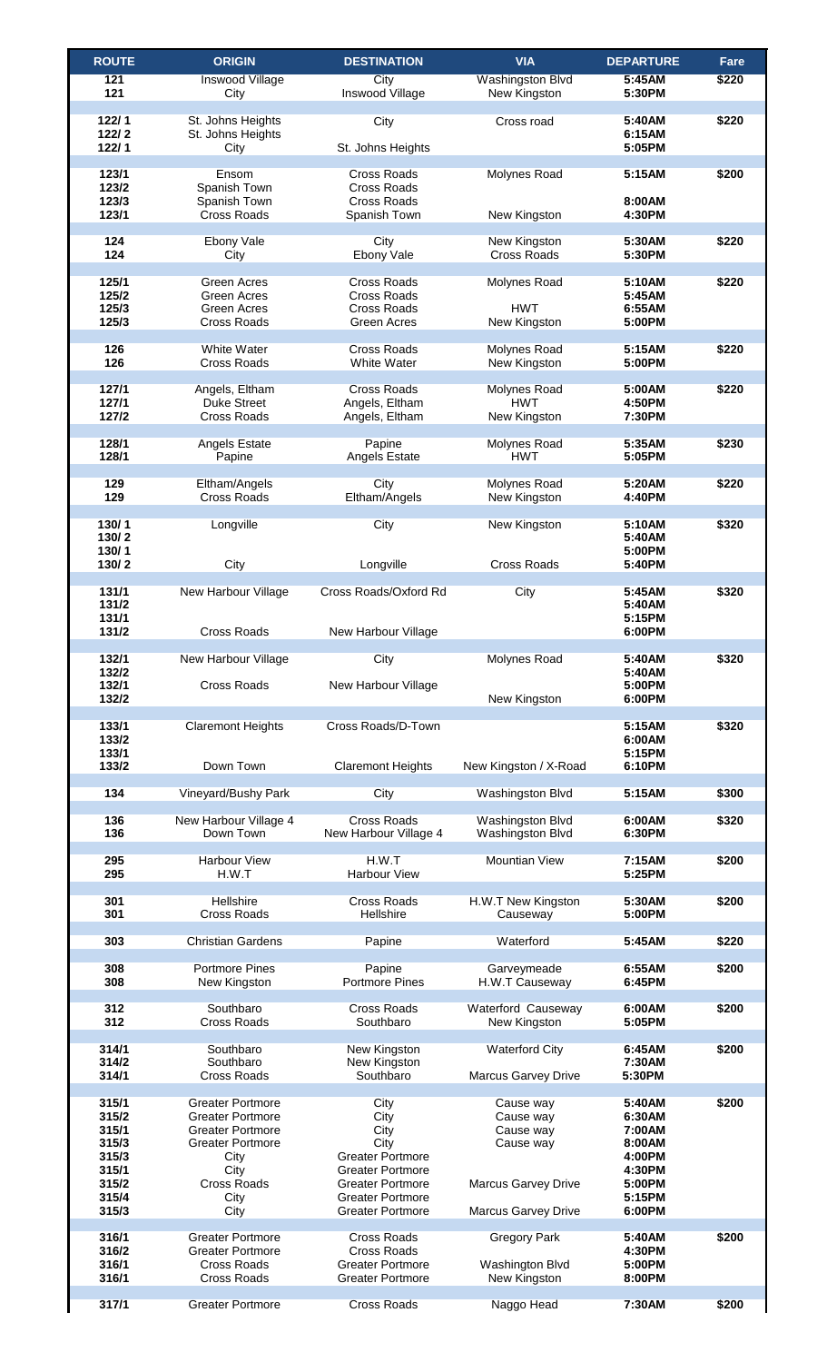| ROUTE | ORIGIN | DESTINATION | VIA | DEPARTURE | Fare |
|---|---|---|---|---|---|
| 121 | Inswood Village | City | Washingston Blvd | 5:45AM | $220 |
| 121 | City | Inswood Village | New Kingston | 5:30PM | |
| | | | | | |
| 122/ 1 | St. Johns Heights | City | Cross road | 5:40AM | $220 |
| 122/ 2 | St. Johns Heights | | | 6:15AM | |
| 122/ 1 | City | St. Johns Heights | | 5:05PM | |
| | | | | | |
| 123/1 | Ensom | Cross Roads | Molynes Road | 5:15AM | $200 |
| 123/2 | Spanish Town | Cross Roads | | | |
| 123/3 | Spanish Town | Cross Roads | | 8:00AM | |
| 123/1 | Cross Roads | Spanish Town | New Kingston | 4:30PM | |
| | | | | | |
| 124 | Ebony Vale | City | New Kingston | 5:30AM | $220 |
| 124 | City | Ebony Vale | Cross Roads | 5:30PM | |
| | | | | | |
| 125/1 | Green Acres | Cross Roads | Molynes Road | 5:10AM | $220 |
| 125/2 | Green Acres | Cross Roads | | 5:45AM | |
| 125/3 | Green Acres | Cross Roads | HWT | 6:55AM | |
| 125/3 | Cross Roads | Green Acres | New Kingston | 5:00PM | |
| | | | | | |
| 126 | White Water | Cross Roads | Molynes Road | 5:15AM | $220 |
| 126 | Cross Roads | White Water | New Kingston | 5:00PM | |
| | | | | | |
| 127/1 | Angels, Eltham | Cross Roads | Molynes Road | 5:00AM | $220 |
| 127/1 | Duke Street | Angels, Eltham | HWT | 4:50PM | |
| 127/2 | Cross Roads | Angels, Eltham | New Kingston | 7:30PM | |
| | | | | | |
| 128/1 | Angels Estate | Papine | Molynes Road | 5:35AM | $230 |
| 128/1 | Papine | Angels Estate | HWT | 5:05PM | |
| | | | | | |
| 129 | Eltham/Angels | City | Molynes Road | 5:20AM | $220 |
| 129 | Cross Roads | Eltham/Angels | New Kingston | 4:40PM | |
| | | | | | |
| 130/ 1 | Longville | City | New Kingston | 5:10AM | $320 |
| 130/ 2 | | | | 5:40AM | |
| 130/ 1 | | | | 5:00PM | |
| 130/ 2 | City | Longville | Cross Roads | 5:40PM | |
| | | | | | |
| 131/1 | New Harbour Village | Cross Roads/Oxford Rd | City | 5:45AM | $320 |
| 131/2 | | | | 5:40AM | |
| 131/1 | | | | 5:15PM | |
| 131/2 | Cross Roads | New Harbour Village | | 6:00PM | |
| | | | | | |
| 132/1 | New Harbour Village | City | Molynes Road | 5:40AM | $320 |
| 132/2 | | | | 5:40AM | |
| 132/1 | Cross Roads | New Harbour Village | | 5:00PM | |
| 132/2 | | | New Kingston | 6:00PM | |
| | | | | | |
| 133/1 | Claremont Heights | Cross Roads/D-Town | | 5:15AM | $320 |
| 133/2 | | | | 6:00AM | |
| 133/1 | | | | 5:15PM | |
| 133/2 | Down Town | Claremont Heights | New Kingston / X-Road | 6:10PM | |
| | | | | | |
| 134 | Vineyard/Bushy Park | City | Washington Blvd | 5:15AM | $300 |
| | | | | | |
| 136 | New Harbour Village 4 | Cross Roads | Washingston Blvd | 6:00AM | $320 |
| 136 | Down Town | New Harbour Village 4 | Washingston Blvd | 6:30PM | |
| | | | | | |
| 295 | Harbour View | H.W.T | Mountian View | 7:15AM | $200 |
| 295 | H.W.T | Harbour View | | 5:25PM | |
| | | | | | |
| 301 | Hellshire | Cross Roads | H.W.T New Kingston | 5:30AM | $200 |
| 301 | Cross Roads | Hellshire | Causeway | 5:00PM | |
| | | | | | |
| 303 | Christian Gardens | Papine | Waterford | 5:45AM | $220 |
| | | | | | |
| 308 | Portmore Pines | Papine | Garveymeade | 6:55AM | $200 |
| 308 | New Kingston | Portmore Pines | H.W.T Causeway | 6:45PM | |
| | | | | | |
| 312 | Southbaro | Cross Roads | Waterford Causeway | 6:00AM | $200 |
| 312 | Cross Roads | Southbaro | New Kingston | 5:05PM | |
| | | | | | |
| 314/1 | Southbaro | New Kingston | Waterford City | 6:45AM | $200 |
| 314/2 | Southbaro | New Kingston | | 7:30AM | |
| 314/1 | Cross Roads | Southbaro | Marcus Garvey Drive | 5:30PM | |
| | | | | | |
| 315/1 | Greater Portmore | City | Cause way | 5:40AM | $200 |
| 315/2 | Greater Portmore | City | Cause way | 6:30AM | |
| 315/1 | Greater Portmore | City | Cause way | 7:00AM | |
| 315/3 | Greater Portmore | City | Cause way | 8:00AM | |
| 315/3 | City | Greater Portmore | | 4:00PM | |
| 315/1 | City | Greater Portmore | | 4:30PM | |
| 315/2 | Cross Roads | Greater Portmore | Marcus Garvey Drive | 5:00PM | |
| 315/4 | City | Greater Portmore | | 5:15PM | |
| 315/3 | City | Greater Portmore | Marcus Garvey Drive | 6:00PM | |
| | | | | | |
| 316/1 | Greater Portmore | Cross Roads | Gregory Park | 5:40AM | $200 |
| 316/2 | Greater Portmore | Cross Roads | | 4:30PM | |
| 316/1 | Cross Roads | Greater Portmore | Washington Blvd | 5:00PM | |
| 316/1 | Cross Roads | Greater Portmore | New Kingston | 8:00PM | |
| | | | | | |
| 317/1 | Greater Portmore | Cross Roads | Naggo Head | 7:30AM | $200 |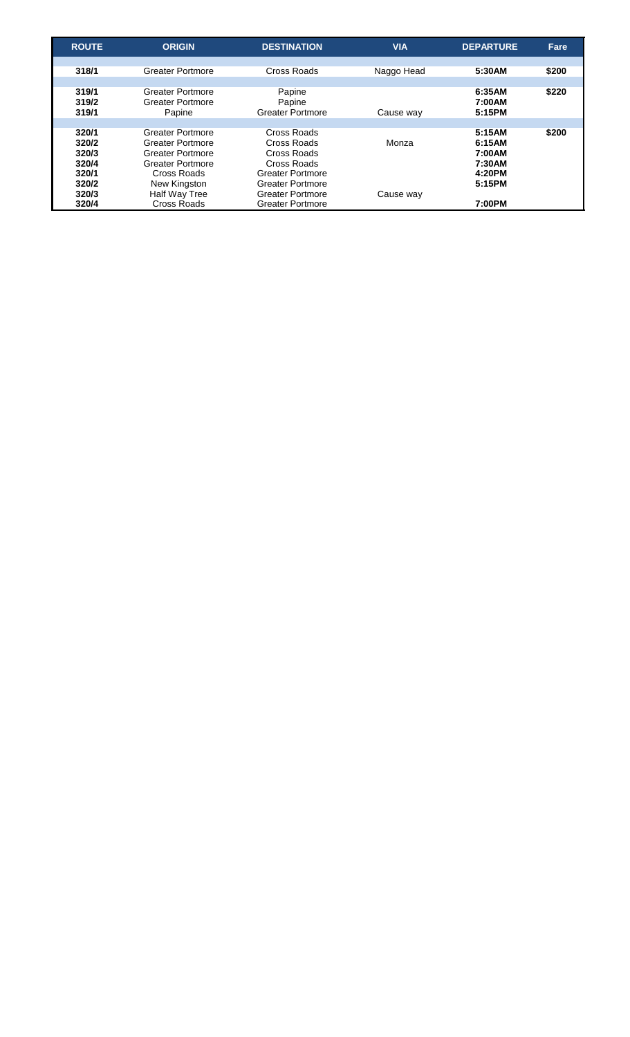| ROUTE | ORIGIN | DESTINATION | VIA | DEPARTURE | Fare |
|---|---|---|---|---|---|
| | | | | | |
| **318/1** | Greater Portmore | Cross Roads | Naggo Head | **5:30AM** | **$200** |
| | | | | | |
| **319/1** | Greater Portmore | Papine | | **6:35AM** | **$220** |
| **319/2** | Greater Portmore | Papine | | **7:00AM** | |
| **319/1** | Papine | Greater Portmore | Cause way | **5:15PM** | |
| | | | | | |
| **320/1** | Greater Portmore | Cross Roads | | **5:15AM** | **$200** |
| **320/2** | Greater Portmore | Cross Roads | Monza | **6:15AM** | |
| **320/3** | Greater Portmore | Cross Roads | | **7:00AM** | |
| **320/4** | Greater Portmore | Cross Roads | | **7:30AM** | |
| **320/1** | Cross Roads | Greater Portmore | | **4:20PM** | |
| **320/2** | New Kingston | Greater Portmore | | **5:15PM** | |
| **320/3** | Half Way Tree | Greater Portmore | Cause way | | |
| **320/4** | Cross Roads | Greater Portmore | | **7:00PM** | |